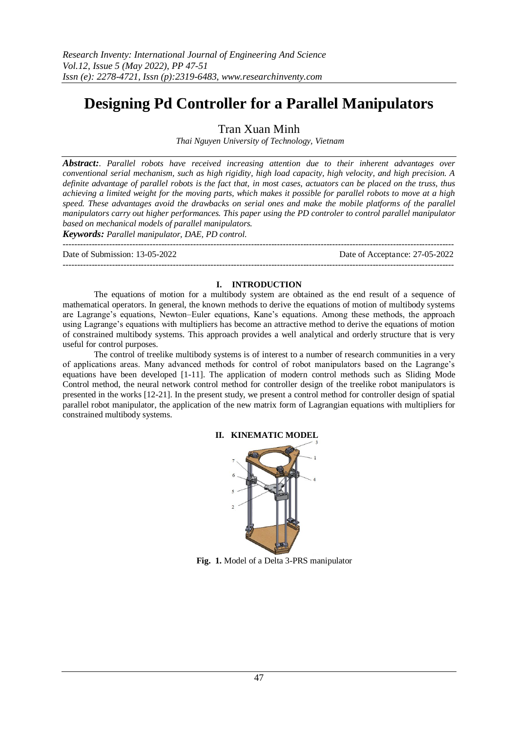# Designing Pd Controller for a Parallel Manipulators

Tran Xuan Minh

*Thai Nguyen University of Technology, Vietnam*

***Abstract:*** *. Parallel robots have received increasing attention due to their inherent advantages over conventional serial mechanism, such as high rigidity, high load capacity, high velocity, and high precision. A definite advantage of parallel robots is the fact that, in most cases, actuators can be placed on the truss, thus achieving a limited weight for the moving parts, which makes it possible for parallel robots to move at a high speed. These advantages avoid the drawbacks on serial ones and make the mobile platforms of the parallel manipulators carry out higher performances. This paper using the PD controler to control parallel manipulator based on mechanical models of parallel manipulators.*

***Keywords:*** *Parallel manipulator, DAE, PD control.*

---

Date of Submission: 13-05-2022 Date of Acceptance: 27-05-2022

---

## I. INTRODUCTION

The equations of motion for a multibody system are obtained as the end result of a sequence of mathematical operators. In general, the known methods to derive the equations of motion of multibody systems are Lagrange's equations, Newton–Euler equations, Kane's equations. Among these methods, the approach using Lagrange's equations with multipliers has become an attractive method to derive the equations of motion of constrained multibody systems. This approach provides a well analytical and orderly structure that is very useful for control purposes.

The control of treelike multibody systems is of interest to a number of research communities in a very of applications areas. Many advanced methods for control of robot manipulators based on the Lagrange's equations have been developed [1-11]. The application of modern control methods such as Sliding Mode Control method, the neural network control method for controller design of the treelike robot manipulators is presented in the works [12-21]. In the present study, we present a control method for controller design of spatial parallel robot manipulator, the application of the new matrix form of Lagrangian equations with multipliers for constrained multibody systems.

## II. KINEMATIC MODEL

**Fig. 1.** Model of a Delta 3-PRS manipulator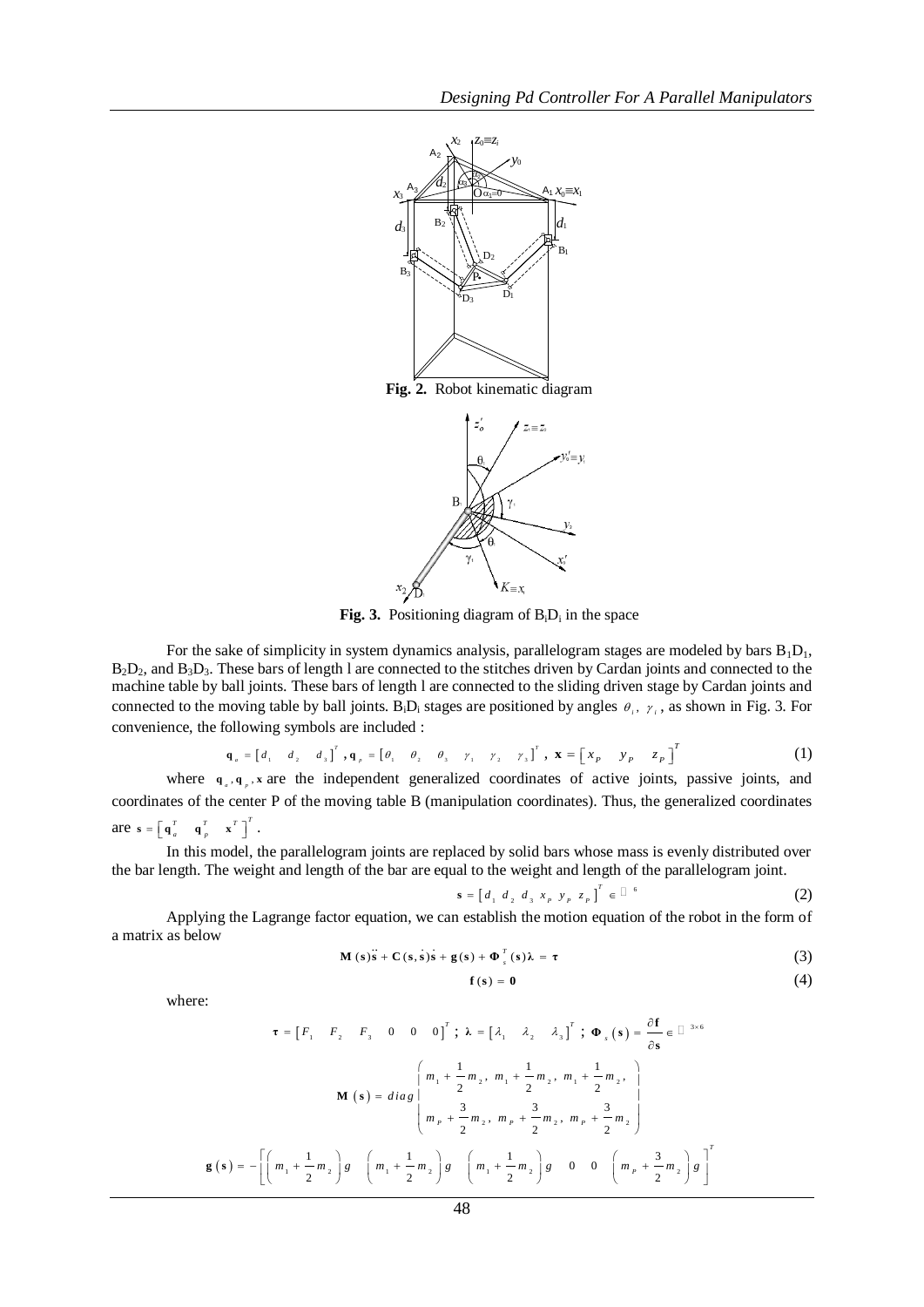**Fig. 2.** Robot kinematic diagram

**Fig. 3.** Positioning diagram of $B_iD_i$ in the space

For the sake of simplicity in system dynamics analysis, parallelogram stages are modeled by bars $B_1D_1$, $B_2D_2$, and $B_3D_3$. These bars of length l are connected to the stitches driven by Cardan joints and connected to the machine table by ball joints. These bars of length l are connected to the sliding driven stage by Cardan joints and connected to the moving table by ball joints. $B_iD_i$ stages are positioned by angles $\theta_i$, $\gamma_i$, as shown in Fig. 3. For convenience, the following symbols are included :

$$\mathbf{q}_a = \begin{bmatrix} d_1 & d_2 & d_3 \end{bmatrix}^T, \mathbf{q}_p = \begin{bmatrix} \theta_1 & \theta_2 & \theta_3 & \gamma_1 & \gamma_2 & \gamma_3 \end{bmatrix}^T, \ \mathbf{x} = \begin{bmatrix} x_P & y_P & z_P \end{bmatrix}^T \tag{1}$$

where $\mathbf{q}_a, \mathbf{q}_p, \mathbf{x}$ are the independent generalized coordinates of active joints, passive joints, and coordinates of the center P of the moving table B (manipulation coordinates). Thus, the generalized coordinates are $\mathbf{s} = \begin{bmatrix} \mathbf{q}_a^T & \mathbf{q}_p^T & \mathbf{x}^T \end{bmatrix}^T$.

In this model, the parallelogram joints are replaced by solid bars whose mass is evenly distributed over the bar length. The weight and length of the bar are equal to the weight and length of the parallelogram joint.

$$\mathbf{s} = \begin{bmatrix} d_1 & d_2 & d_3 & x_P & y_P & z_P \end{bmatrix}^T \in \mathbb{R}^6 \tag{2}$$

Applying the Lagrange factor equation, we can establish the motion equation of the robot in the form of a matrix as below

$$\mathbf{M}(\mathbf{s})\ddot{\mathbf{s}} + \mathbf{C}(\mathbf{s}, \dot{\mathbf{s}})\dot{\mathbf{s}} + \mathbf{g}(\mathbf{s}) + \mathbf{\Phi}_s^T(\mathbf{s})\boldsymbol{\lambda} = \boldsymbol{\tau} \tag{3}$$

$$\mathbf{f}(\mathbf{s}) = \mathbf{0} \tag{4}$$

where:

$$\boldsymbol{\tau} = \begin{bmatrix} F_1 & F_2 & F_3 & 0 & 0 & 0 \end{bmatrix}^T ; \ \boldsymbol{\lambda} = \begin{bmatrix} \lambda_1 & \lambda_2 & \lambda_3 \end{bmatrix}^T ; \ \mathbf{\Phi}_s(\mathbf{s}) = \frac{\partial \mathbf{f}}{\partial \mathbf{s}} \in \mathbb{R}^{3\times 6}$$

$$\mathbf{M}(\mathbf{s}) = diag\begin{pmatrix} m_1 + \frac{1}{2}m_2, \ m_1 + \frac{1}{2}m_2, \ m_1 + \frac{1}{2}m_2, \\ m_P + \frac{3}{2}m_2, \ m_P + \frac{3}{2}m_2, \ m_P + \frac{3}{2}m_2 \end{pmatrix}$$

$$\mathbf{g}(\mathbf{s}) = -\begin{bmatrix} \left(m_1 + \frac{1}{2}m_2\right)g & \left(m_1 + \frac{1}{2}m_2\right)g & \left(m_1 + \frac{1}{2}m_2\right)g & 0 & 0 & \left(m_P + \frac{3}{2}m_2\right)g \end{bmatrix}^T$$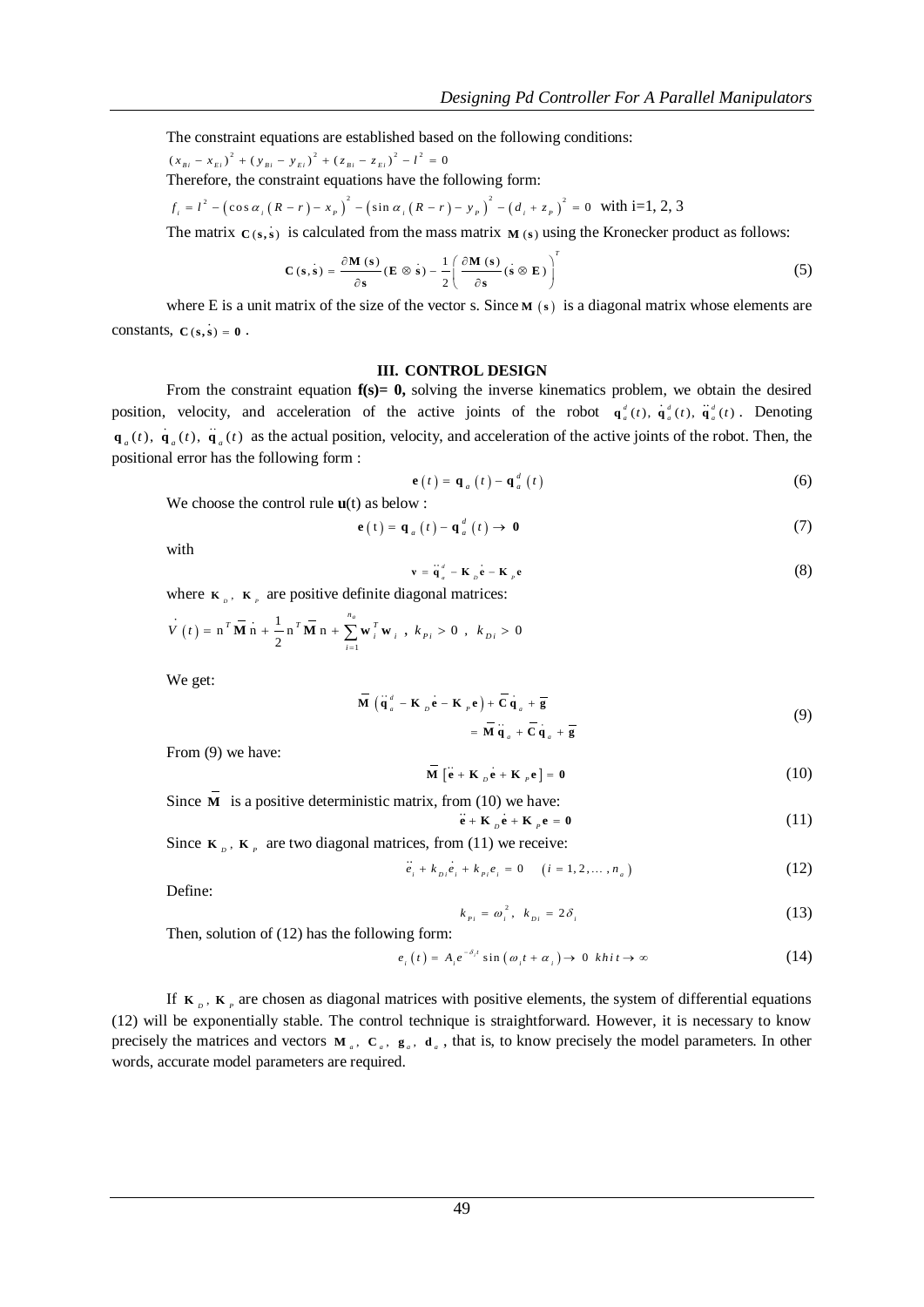The constraint equations are established based on the following conditions:

$$(x_{Bi} - x_{Ei})^2 + (y_{Bi} - y_{Ei})^2 + (z_{Bi} - z_{Ei})^2 - l^2 = 0$$

Therefore, the constraint equations have the following form:

$$f_i = l^2 - \left(\cos\alpha_i\left(R - r\right) - x_P\right)^2 - \left(\sin\alpha_i\left(R - r\right) - y_P\right)^2 - \left(d_i + z_P\right)^2 = 0 \quad \text{with i=1, 2, 3}$$

The matrix $\mathbf{C}(\mathbf{s}, \dot{\mathbf{s}})$ is calculated from the mass matrix $\mathbf{M}(\mathbf{s})$ using the Kronecker product as follows:

$$\mathbf{C}(\mathbf{s}, \dot{\mathbf{s}}) = \frac{\partial \mathbf{M}(\mathbf{s})}{\partial \mathbf{s}}(\mathbf{E} \otimes \dot{\mathbf{s}}) - \frac{1}{2}\left(\frac{\partial \mathbf{M}(\mathbf{s})}{\partial \mathbf{s}}(\dot{\mathbf{s}} \otimes \mathbf{E})\right)^T \tag{5}$$

where E is a unit matrix of the size of the vector s. Since $\mathbf{M}(\mathbf{s})$ is a diagonal matrix whose elements are constants, $\mathbf{C}(\mathbf{s}, \dot{\mathbf{s}}) = \mathbf{0}$.

## III. CONTROL DESIGN

From the constraint equation **f(s)= 0,** solving the inverse kinematics problem, we obtain the desired position, velocity, and acceleration of the active joints of the robot $\mathbf{q}_a^d(t), \dot{\mathbf{q}}_a^d(t), \ddot{\mathbf{q}}_a^d(t)$. Denoting $\mathbf{q}_a(t), \dot{\mathbf{q}}_a(t), \ddot{\mathbf{q}}_a(t)$ as the actual position, velocity, and acceleration of the active joints of the robot. Then, the positional error has the following form :

$$\mathbf{e}(t) = \mathbf{q}_a(t) - \mathbf{q}_a^d(t) \tag{6}$$

We choose the control rule **u**(t) as below :

$$\mathbf{e}(\text{t}) = \mathbf{q}_a(t) - \mathbf{q}_a^d(t) \to \mathbf{0} \tag{7}$$

with

$$\mathbf{v} = \ddot{\mathbf{q}}_a^d - \mathbf{K}_D\dot{\mathbf{e}} - \mathbf{K}_P\mathbf{e} \tag{8}$$

where $\mathbf{K}_D$, $\mathbf{K}_P$ are positive definite diagonal matrices:

$$\dot{V}(t) = \text{n}^T\overline{\mathbf{M}}\,\dot{\text{n}} + \frac{1}{2}\text{n}^T\dot{\overline{\mathbf{M}}}\,\text{n} + \sum_{i=1}^{n_a}\mathbf{w}_i^T\mathbf{w}_i\ , \ k_{Pi} > 0\ , \ k_{Di} > 0$$

We get:

$$\begin{aligned}\overline{\mathbf{M}}\left(\ddot{\mathbf{q}}_a^d - \mathbf{K}_D\dot{\mathbf{e}} - \mathbf{K}_P\mathbf{e}\right) + \overline{\mathbf{C}}\dot{\mathbf{q}}_a + \overline{\mathbf{g}} \\ = \overline{\mathbf{M}}\ddot{\mathbf{q}}_a + \overline{\mathbf{C}}\dot{\mathbf{q}}_a + \overline{\mathbf{g}}\end{aligned} \tag{9}$$

From (9) we have:

$$\overline{\mathbf{M}}\left[\ddot{\mathbf{e}} + \mathbf{K}_D\dot{\mathbf{e}} + \mathbf{K}_P\mathbf{e}\right] = \mathbf{0} \tag{10}$$

Since $\overline{\mathbf{M}}$ is a positive deterministic matrix, from (10) we have:

$$\ddot{\mathbf{e}} + \mathbf{K}_D\dot{\mathbf{e}} + \mathbf{K}_P\mathbf{e} = \mathbf{0} \tag{11}$$

Since $\mathbf{K}_D$, $\mathbf{K}_P$ are two diagonal matrices, from (11) we receive:

$$\ddot{e}_i + k_{Di}\dot{e}_i + k_{Pi}e_i = 0 \quad \left(i = 1, 2, \ldots, n_a\right) \tag{12}$$

Define:

$$k_{Pi} = \omega_i^2,\ \ k_{Di} = 2\delta_i \tag{13}$$

Then, solution of (12) has the following form:

$$e_i(t) = A_i e^{-\delta_i t}\sin\left(\omega_i t + \alpha_i\right) \to 0\ \ khi\, t \to \infty \tag{14}$$

If $\mathbf{K}_D$, $\mathbf{K}_P$ are chosen as diagonal matrices with positive elements, the system of differential equations (12) will be exponentially stable. The control technique is straightforward. However, it is necessary to know precisely the matrices and vectors $\mathbf{M}_a$, $\mathbf{C}_a$, $\mathbf{g}_a$, $\mathbf{d}_a$, that is, to know precisely the model parameters. In other words, accurate model parameters are required.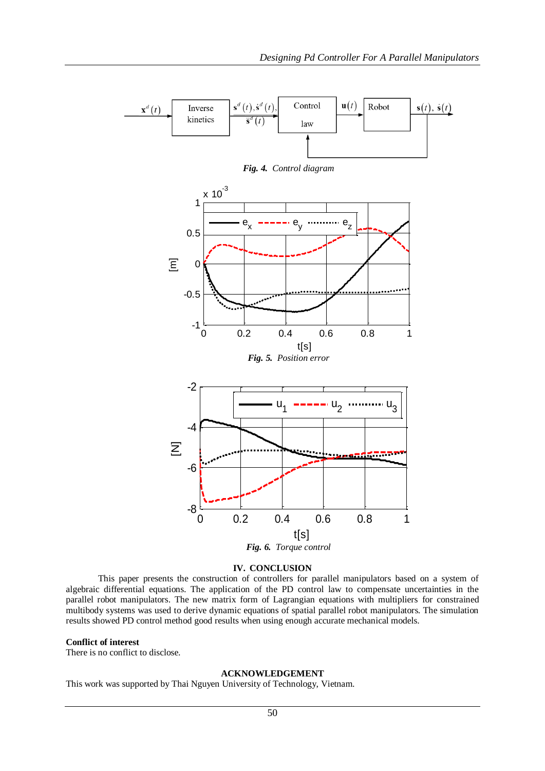*Fig. 4.* *Control diagram*

*Fig. 5.* *Position error*

*Fig. 6.* *Torque control*

## IV. CONCLUSION

This paper presents the construction of controllers for parallel manipulators based on a system of algebraic differential equations. The application of the PD control law to compensate uncertainties in the parallel robot manipulators. The new matrix form of Lagrangian equations with multipliers for constrained multibody systems was used to derive dynamic equations of spatial parallel robot manipulators. The simulation results showed PD control method good results when using enough accurate mechanical models.

**Conflict of interest**

There is no conflict to disclose.

## ACKNOWLEDGEMENT

This work was supported by Thai Nguyen University of Technology, Vietnam.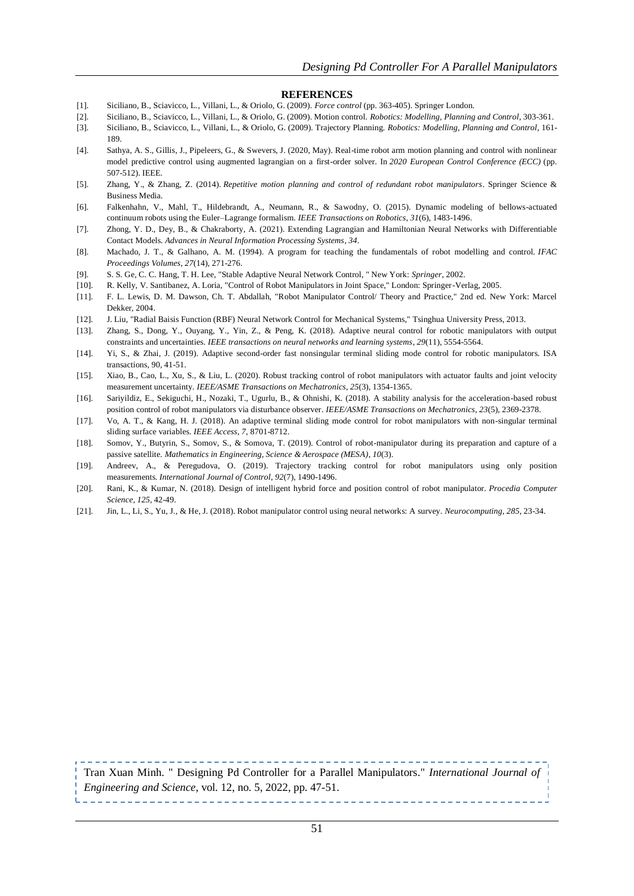## REFERENCES

[1]. Siciliano, B., Sciavicco, L., Villani, L., & Oriolo, G. (2009). *Force control* (pp. 363-405). Springer London.

[2]. Siciliano, B., Sciavicco, L., Villani, L., & Oriolo, G. (2009). Motion control. *Robotics: Modelling, Planning and Control*, 303-361.

[3]. Siciliano, B., Sciavicco, L., Villani, L., & Oriolo, G. (2009). Trajectory Planning. *Robotics: Modelling, Planning and Control*, 161-189.

[4]. Sathya, A. S., Gillis, J., Pipeleers, G., & Swevers, J. (2020, May). Real-time robot arm motion planning and control with nonlinear model predictive control using augmented lagrangian on a first-order solver. In *2020 European Control Conference (ECC)* (pp. 507-512). IEEE.

[5]. Zhang, Y., & Zhang, Z. (2014). *Repetitive motion planning and control of redundant robot manipulators*. Springer Science & Business Media.

[6]. Falkenhahn, V., Mahl, T., Hildebrandt, A., Neumann, R., & Sawodny, O. (2015). Dynamic modeling of bellows-actuated continuum robots using the Euler–Lagrange formalism. *IEEE Transactions on Robotics*, *31*(6), 1483-1496.

[7]. Zhong, Y. D., Dey, B., & Chakraborty, A. (2021). Extending Lagrangian and Hamiltonian Neural Networks with Differentiable Contact Models. *Advances in Neural Information Processing Systems*, *34*.

[8]. Machado, J. T., & Galhano, A. M. (1994). A program for teaching the fundamentals of robot modelling and control. *IFAC Proceedings Volumes*, *27*(14), 271-276.

[9]. S. S. Ge, C. C. Hang, T. H. Lee, "Stable Adaptive Neural Network Control, " New York: *Springer*, 2002.

[10]. R. Kelly, V. Santibanez, A. Loria, "Control of Robot Manipulators in Joint Space," London: Springer-Verlag, 2005.

[11]. F. L. Lewis, D. M. Dawson, Ch. T. Abdallah, "Robot Manipulator Control/ Theory and Practice," 2nd ed. New York: Marcel Dekker, 2004.

[12]. J. Liu, "Radial Baisis Function (RBF) Neural Network Control for Mechanical Systems," Tsinghua University Press, 2013.

[13]. Zhang, S., Dong, Y., Ouyang, Y., Yin, Z., & Peng, K. (2018). Adaptive neural control for robotic manipulators with output constraints and uncertainties. *IEEE transactions on neural networks and learning systems*, *29*(11), 5554-5564.

[14]. Yi, S., & Zhai, J. (2019). Adaptive second-order fast nonsingular terminal sliding mode control for robotic manipulators. ISA transactions, 90, 41-51.

[15]. Xiao, B., Cao, L., Xu, S., & Liu, L. (2020). Robust tracking control of robot manipulators with actuator faults and joint velocity measurement uncertainty. *IEEE/ASME Transactions on Mechatronics*, *25*(3), 1354-1365.

[16]. Sariyildiz, E., Sekiguchi, H., Nozaki, T., Ugurlu, B., & Ohnishi, K. (2018). A stability analysis for the acceleration-based robust position control of robot manipulators via disturbance observer. *IEEE/ASME Transactions on Mechatronics*, *23*(5), 2369-2378.

[17]. Vo, A. T., & Kang, H. J. (2018). An adaptive terminal sliding mode control for robot manipulators with non-singular terminal sliding surface variables. *IEEE Access*, *7*, 8701-8712.

[18]. Somov, Y., Butyrin, S., Somov, S., & Somova, T. (2019). Control of robot-manipulator during its preparation and capture of a passive satellite. *Mathematics in Engineering, Science & Aerospace (MESA)*, *10*(3).

[19]. Andreev, A., & Peregudova, O. (2019). Trajectory tracking control for robot manipulators using only position measurements. *International Journal of Control*, *92*(7), 1490-1496.

[20]. Rani, K., & Kumar, N. (2018). Design of intelligent hybrid force and position control of robot manipulator. *Procedia Computer Science*, *125*, 42-49.

[21]. Jin, L., Li, S., Yu, J., & He, J. (2018). Robot manipulator control using neural networks: A survey. *Neurocomputing*, *285*, 23-34.

Tran Xuan Minh. " Designing Pd Controller for a Parallel Manipulators." *International Journal of Engineering and Science*, vol. 12, no. 5, 2022, pp. 47-51.